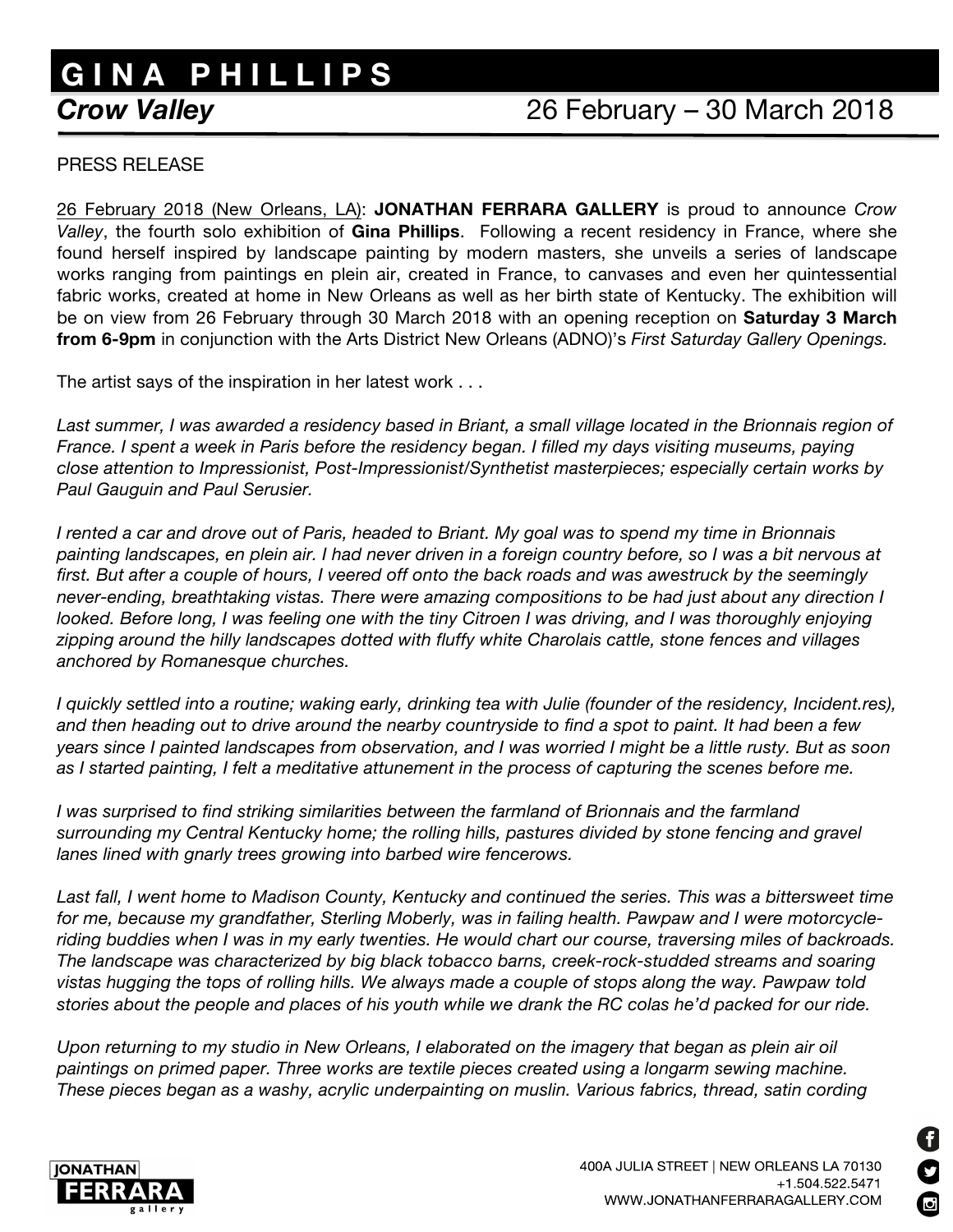# GINA PHILLIPS

## *Crow Valley* — 26 February – 30 March 2018

PRESS RELEASE

26 February 2018 (New Orleans, LA): **JONATHAN FERRARA GALLERY** is proud to announce *Crow Valley*, the fourth solo exhibition of **Gina Phillips**. Following a recent residency in France, where she found herself inspired by landscape painting by modern masters, she unveils a series of landscape works ranging from paintings en plein air, created in France, to canvases and even her quintessential fabric works, created at home in New Orleans as well as her birth state of Kentucky. The exhibition will be on view from 26 February through 30 March 2018 with an opening reception on **Saturday 3 March from 6-9pm** in conjunction with the Arts District New Orleans (ADNO)'s *First Saturday Gallery Openings.*

The artist says of the inspiration in her latest work . . .

*Last summer, I was awarded a residency based in Briant, a small village located in the Brionnais region of France. I spent a week in Paris before the residency began. I filled my days visiting museums, paying close attention to Impressionist, Post-Impressionist/Synthetist masterpieces; especially certain works by Paul Gauguin and Paul Serusier.*

*I rented a car and drove out of Paris, headed to Briant. My goal was to spend my time in Brionnais painting landscapes, en plein air. I had never driven in a foreign country before, so I was a bit nervous at first. But after a couple of hours, I veered off onto the back roads and was awestruck by the seemingly never-ending, breathtaking vistas. There were amazing compositions to be had just about any direction I looked. Before long, I was feeling one with the tiny Citroen I was driving, and I was thoroughly enjoying zipping around the hilly landscapes dotted with fluffy white Charolais cattle, stone fences and villages anchored by Romanesque churches.*

*I quickly settled into a routine; waking early, drinking tea with Julie (founder of the residency, Incident.res), and then heading out to drive around the nearby countryside to find a spot to paint. It had been a few years since I painted landscapes from observation, and I was worried I might be a little rusty. But as soon as I started painting, I felt a meditative attunement in the process of capturing the scenes before me.*

*I was surprised to find striking similarities between the farmland of Brionnais and the farmland surrounding my Central Kentucky home; the rolling hills, pastures divided by stone fencing and gravel lanes lined with gnarly trees growing into barbed wire fencerows.*

*Last fall, I went home to Madison County, Kentucky and continued the series. This was a bittersweet time for me, because my grandfather, Sterling Moberly, was in failing health. Pawpaw and I were motorcycle-riding buddies when I was in my early twenties. He would chart our course, traversing miles of backroads. The landscape was characterized by big black tobacco barns, creek-rock-studded streams and soaring vistas hugging the tops of rolling hills. We always made a couple of stops along the way. Pawpaw told stories about the people and places of his youth while we drank the RC colas he'd packed for our ride.*

*Upon returning to my studio in New Orleans, I elaborated on the imagery that began as plein air oil paintings on primed paper. Three works are textile pieces created using a longarm sewing machine. These pieces began as a washy, acrylic underpainting on muslin. Various fabrics, thread, satin cording*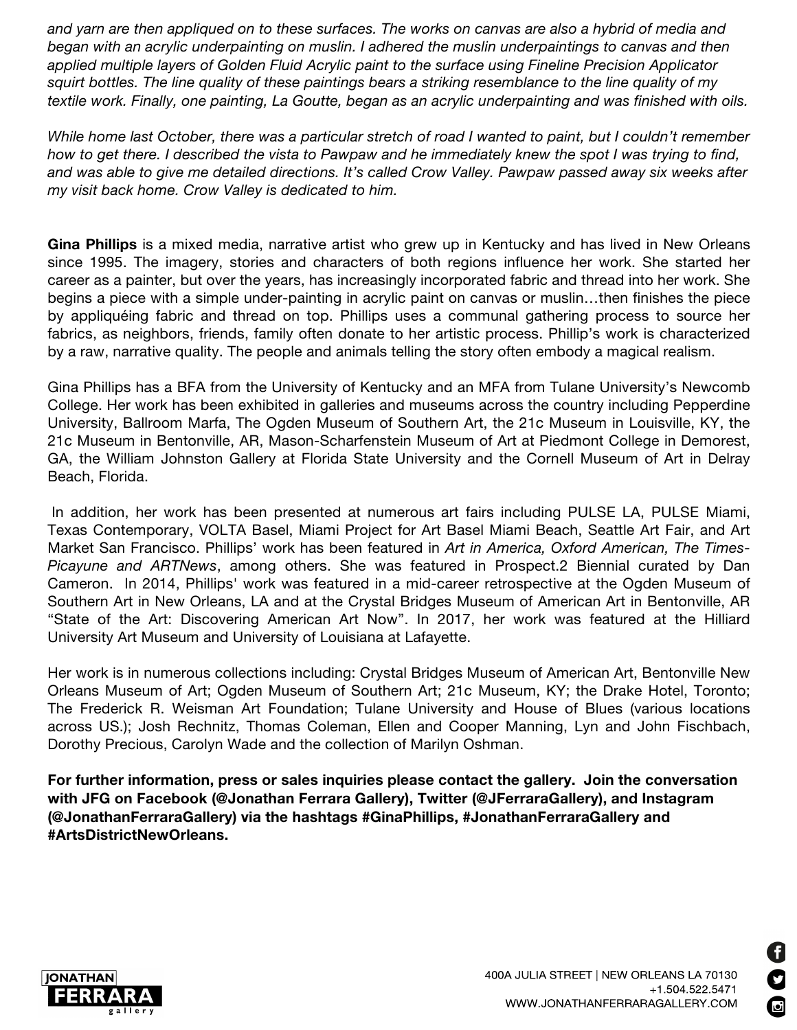*and yarn are then appliqued on to these surfaces. The works on canvas are also a hybrid of media and began with an acrylic underpainting on muslin. I adhered the muslin underpaintings to canvas and then applied multiple layers of Golden Fluid Acrylic paint to the surface using Fineline Precision Applicator squirt bottles. The line quality of these paintings bears a striking resemblance to the line quality of my textile work. Finally, one painting, La Goutte, began as an acrylic underpainting and was finished with oils.*

*While home last October, there was a particular stretch of road I wanted to paint, but I couldn't remember how to get there. I described the vista to Pawpaw and he immediately knew the spot I was trying to find, and was able to give me detailed directions. It's called Crow Valley. Pawpaw passed away six weeks after my visit back home. Crow Valley is dedicated to him.*

**Gina Phillips** is a mixed media, narrative artist who grew up in Kentucky and has lived in New Orleans since 1995. The imagery, stories and characters of both regions influence her work. She started her career as a painter, but over the years, has increasingly incorporated fabric and thread into her work. She begins a piece with a simple under-painting in acrylic paint on canvas or muslin…then finishes the piece by appliquéing fabric and thread on top. Phillips uses a communal gathering process to source her fabrics, as neighbors, friends, family often donate to her artistic process. Phillip's work is characterized by a raw, narrative quality. The people and animals telling the story often embody a magical realism.

Gina Phillips has a BFA from the University of Kentucky and an MFA from Tulane University's Newcomb College. Her work has been exhibited in galleries and museums across the country including Pepperdine University, Ballroom Marfa, The Ogden Museum of Southern Art, the 21c Museum in Louisville, KY, the 21c Museum in Bentonville, AR, Mason-Scharfenstein Museum of Art at Piedmont College in Demorest, GA, the William Johnston Gallery at Florida State University and the Cornell Museum of Art in Delray Beach, Florida.

In addition, her work has been presented at numerous art fairs including PULSE LA, PULSE Miami, Texas Contemporary, VOLTA Basel, Miami Project for Art Basel Miami Beach, Seattle Art Fair, and Art Market San Francisco. Phillips' work has been featured in *Art in America, Oxford American, The Times-Picayune and ARTNews*, among others. She was featured in Prospect.2 Biennial curated by Dan Cameron. In 2014, Phillips' work was featured in a mid-career retrospective at the Ogden Museum of Southern Art in New Orleans, LA and at the Crystal Bridges Museum of American Art in Bentonville, AR "State of the Art: Discovering American Art Now". In 2017, her work was featured at the Hilliard University Art Museum and University of Louisiana at Lafayette.

Her work is in numerous collections including: Crystal Bridges Museum of American Art, Bentonville New Orleans Museum of Art; Ogden Museum of Southern Art; 21c Museum, KY; the Drake Hotel, Toronto; The Frederick R. Weisman Art Foundation; Tulane University and House of Blues (various locations across US.); Josh Rechnitz, Thomas Coleman, Ellen and Cooper Manning, Lyn and John Fischbach, Dorothy Precious, Carolyn Wade and the collection of Marilyn Oshman.

**For further information, press or sales inquiries please contact the gallery. Join the conversation with JFG on Facebook (@Jonathan Ferrara Gallery), Twitter (@JFerraraGallery), and Instagram (@JonathanFerraraGallery) via the hashtags #GinaPhillips, #JonathanFerraraGallery and #ArtsDistrictNewOrleans.**

JONATHAN FERRARA gallery

400A JULIA STREET | NEW ORLEANS LA 70130
+1.504.522.5471
WWW.JONATHANFERRARAGALLERY.COM